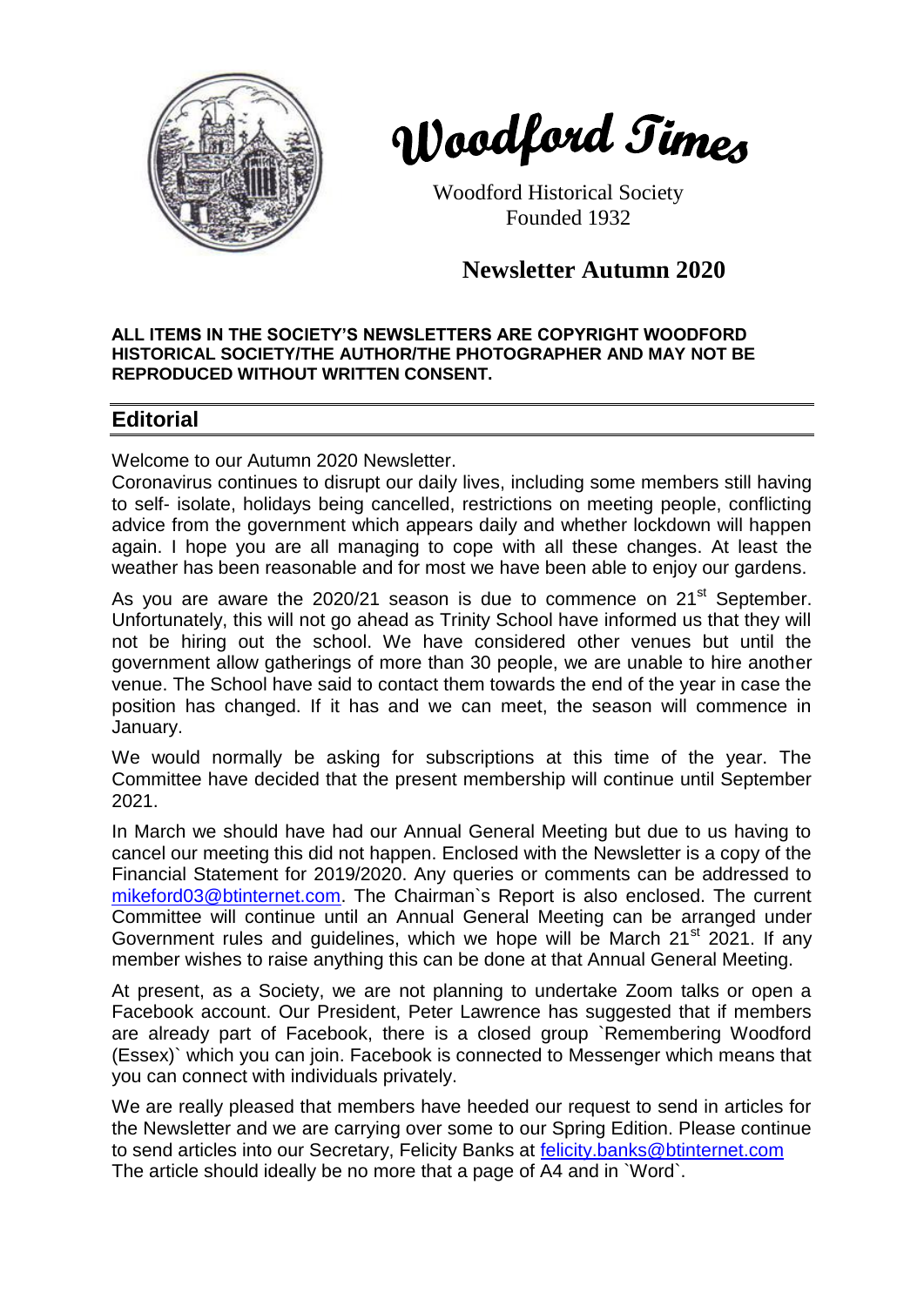# Woodford Times

Woodford Historical Society
Founded 1932

## Newsletter Autumn 2020

**ALL ITEMS IN THE SOCIETY'S NEWSLETTERS ARE COPYRIGHT WOODFORD HISTORICAL SOCIETY/THE AUTHOR/THE PHOTOGRAPHER AND MAY NOT BE REPRODUCED WITHOUT WRITTEN CONSENT.**

## Editorial

Welcome to our Autumn 2020 Newsletter.

Coronavirus continues to disrupt our daily lives, including some members still having to self- isolate, holidays being cancelled, restrictions on meeting people, conflicting advice from the government which appears daily and whether lockdown will happen again. I hope you are all managing to cope with all these changes. At least the weather has been reasonable and for most we have been able to enjoy our gardens.

As you are aware the 2020/21 season is due to commence on 21st September. Unfortunately, this will not go ahead as Trinity School have informed us that they will not be hiring out the school. We have considered other venues but until the government allow gatherings of more than 30 people, we are unable to hire another venue. The School have said to contact them towards the end of the year in case the position has changed. If it has and we can meet, the season will commence in January.

We would normally be asking for subscriptions at this time of the year. The Committee have decided that the present membership will continue until September 2021.

In March we should have had our Annual General Meeting but due to us having to cancel our meeting this did not happen. Enclosed with the Newsletter is a copy of the Financial Statement for 2019/2020. Any queries or comments can be addressed to mikeford03@btinternet.com. The Chairman`s Report is also enclosed. The current Committee will continue until an Annual General Meeting can be arranged under Government rules and guidelines, which we hope will be March 21st 2021. If any member wishes to raise anything this can be done at that Annual General Meeting.

At present, as a Society, we are not planning to undertake Zoom talks or open a Facebook account. Our President, Peter Lawrence has suggested that if members are already part of Facebook, there is a closed group `Remembering Woodford (Essex)` which you can join. Facebook is connected to Messenger which means that you can connect with individuals privately.

We are really pleased that members have heeded our request to send in articles for the Newsletter and we are carrying over some to our Spring Edition. Please continue to send articles into our Secretary, Felicity Banks at felicity.banks@btinternet.com The article should ideally be no more that a page of A4 and in `Word`.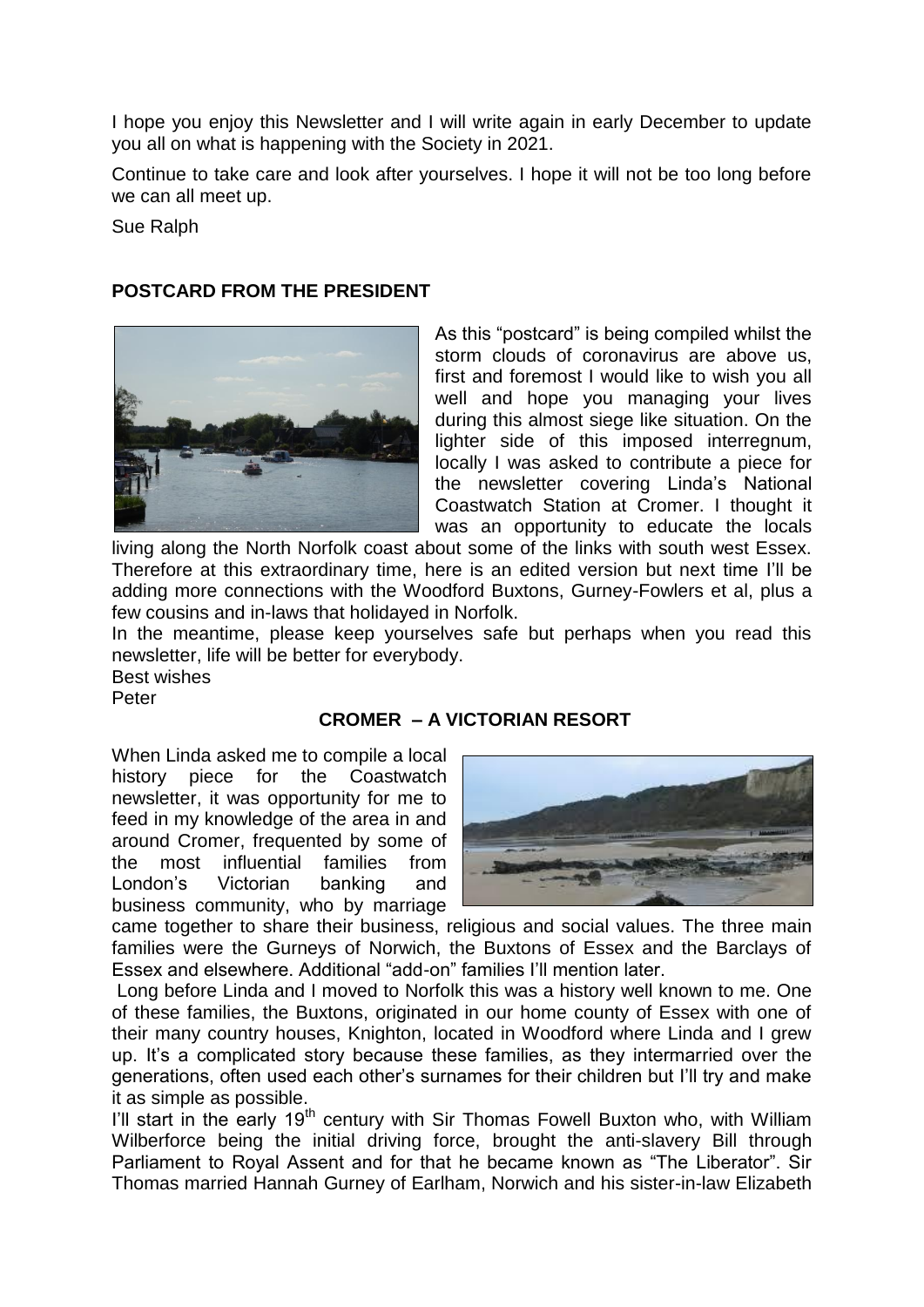I hope you enjoy this Newsletter and I will write again in early December to update you all on what is happening with the Society in 2021.

Continue to take care and look after yourselves. I hope it will not be too long before we can all meet up.

Sue Ralph

**POSTCARD FROM THE PRESIDENT**

As this "postcard" is being compiled whilst the storm clouds of coronavirus are above us, first and foremost I would like to wish you all well and hope you managing your lives during this almost siege like situation. On the lighter side of this imposed interregnum, locally I was asked to contribute a piece for the newsletter covering Linda's National Coastwatch Station at Cromer. I thought it was an opportunity to educate the locals living along the North Norfolk coast about some of the links with south west Essex. Therefore at this extraordinary time, here is an edited version but next time I'll be adding more connections with the Woodford Buxtons, Gurney-Fowlers et al, plus a few cousins and in-laws that holidayed in Norfolk.

In the meantime, please keep yourselves safe but perhaps when you read this newsletter, life will be better for everybody.

Best wishes

Peter

**CROMER – A VICTORIAN RESORT**

When Linda asked me to compile a local history piece for the Coastwatch newsletter, it was opportunity for me to feed in my knowledge of the area in and around Cromer, frequented by some of the most influential families from London's Victorian banking and business community, who by marriage came together to share their business, religious and social values. The three main families were the Gurneys of Norwich, the Buxtons of Essex and the Barclays of Essex and elsewhere. Additional "add-on" families I'll mention later.

Long before Linda and I moved to Norfolk this was a history well known to me. One of these families, the Buxtons, originated in our home county of Essex with one of their many country houses, Knighton, located in Woodford where Linda and I grew up. It's a complicated story because these families, as they intermarried over the generations, often used each other's surnames for their children but I'll try and make it as simple as possible.

I'll start in the early 19th century with Sir Thomas Fowell Buxton who, with William Wilberforce being the initial driving force, brought the anti-slavery Bill through Parliament to Royal Assent and for that he became known as "The Liberator". Sir Thomas married Hannah Gurney of Earlham, Norwich and his sister-in-law Elizabeth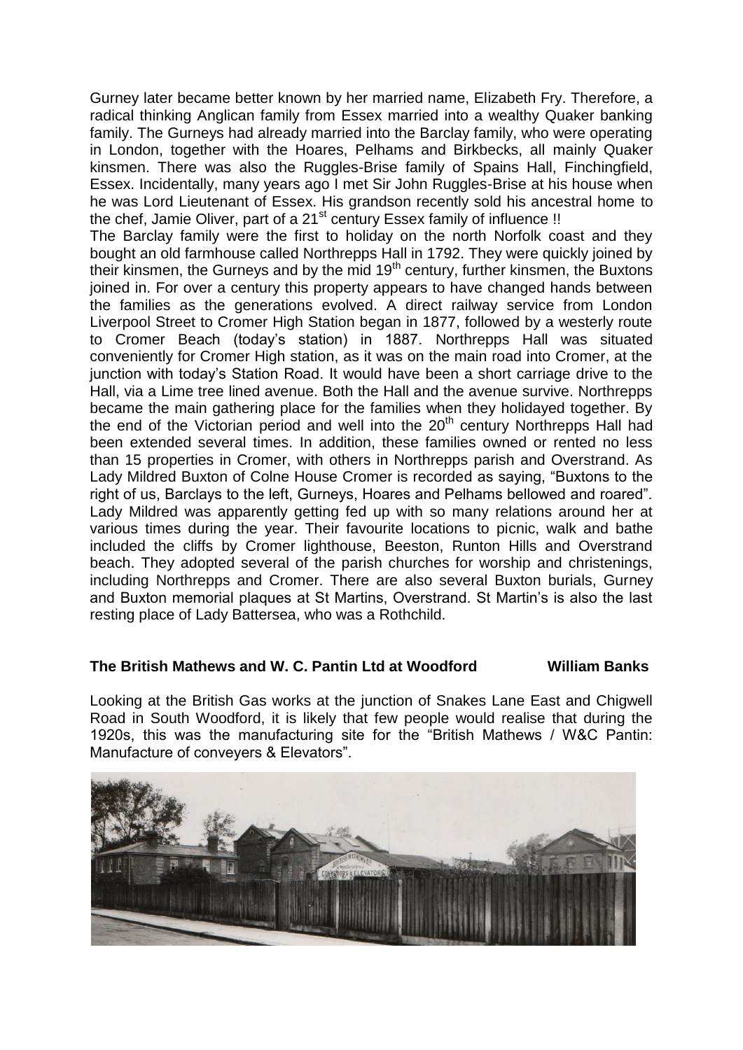Gurney later became better known by her married name, Elizabeth Fry. Therefore, a radical thinking Anglican family from Essex married into a wealthy Quaker banking family. The Gurneys had already married into the Barclay family, who were operating in London, together with the Hoares, Pelhams and Birkbecks, all mainly Quaker kinsmen. There was also the Ruggles-Brise family of Spains Hall, Finchingfield, Essex. Incidentally, many years ago I met Sir John Ruggles-Brise at his house when he was Lord Lieutenant of Essex. His grandson recently sold his ancestral home to the chef, Jamie Oliver, part of a 21st century Essex family of influence !!

The Barclay family were the first to holiday on the north Norfolk coast and they bought an old farmhouse called Northrepps Hall in 1792. They were quickly joined by their kinsmen, the Gurneys and by the mid 19th century, further kinsmen, the Buxtons joined in. For over a century this property appears to have changed hands between the families as the generations evolved. A direct railway service from London Liverpool Street to Cromer High Station began in 1877, followed by a westerly route to Cromer Beach (today's station) in 1887. Northrepps Hall was situated conveniently for Cromer High station, as it was on the main road into Cromer, at the junction with today's Station Road. It would have been a short carriage drive to the Hall, via a Lime tree lined avenue. Both the Hall and the avenue survive. Northrepps became the main gathering place for the families when they holidayed together. By the end of the Victorian period and well into the 20th century Northrepps Hall had been extended several times. In addition, these families owned or rented no less than 15 properties in Cromer, with others in Northrepps parish and Overstrand. As Lady Mildred Buxton of Colne House Cromer is recorded as saying, "Buxtons to the right of us, Barclays to the left, Gurneys, Hoares and Pelhams bellowed and roared". Lady Mildred was apparently getting fed up with so many relations around her at various times during the year. Their favourite locations to picnic, walk and bathe included the cliffs by Cromer lighthouse, Beeston, Runton Hills and Overstrand beach. They adopted several of the parish churches for worship and christenings, including Northrepps and Cromer. There are also several Buxton burials, Gurney and Buxton memorial plaques at St Martins, Overstrand. St Martin's is also the last resting place of Lady Battersea, who was a Rothchild.

## The British Mathews and W. C. Pantin Ltd at Woodford

**William Banks**

Looking at the British Gas works at the junction of Snakes Lane East and Chigwell Road in South Woodford, it is likely that few people would realise that during the 1920s, this was the manufacturing site for the "British Mathews / W&C Pantin: Manufacture of conveyers & Elevators".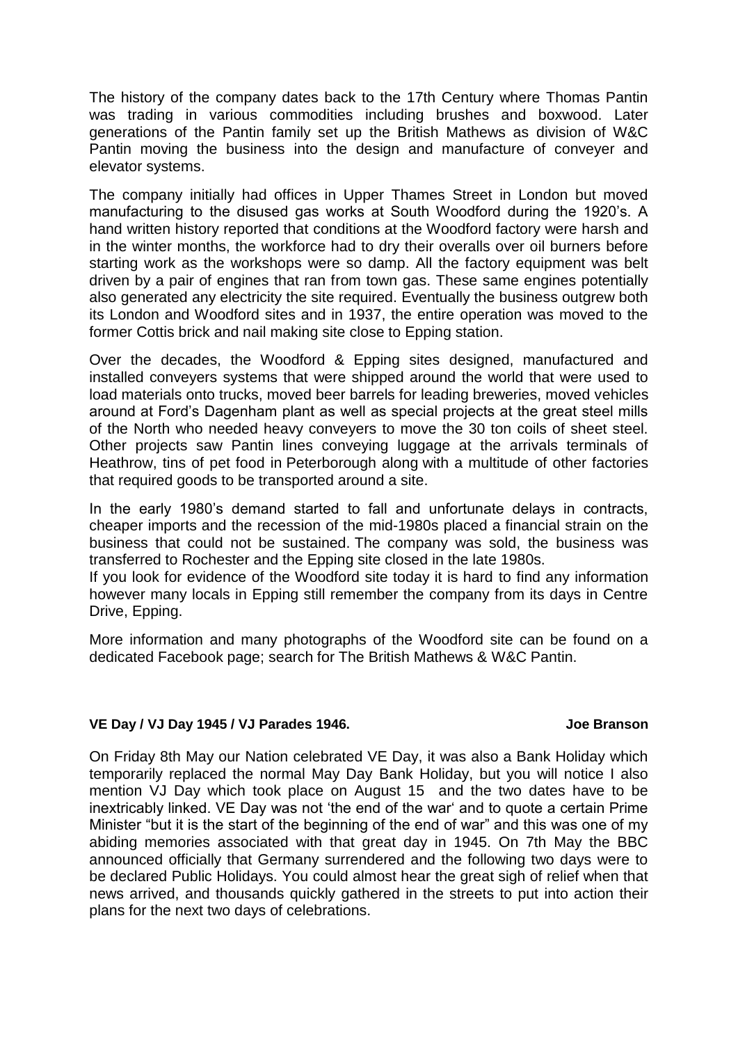The history of the company dates back to the 17th Century where Thomas Pantin was trading in various commodities including brushes and boxwood. Later generations of the Pantin family set up the British Mathews as division of W&C Pantin moving the business into the design and manufacture of conveyer and elevator systems.

The company initially had offices in Upper Thames Street in London but moved manufacturing to the disused gas works at South Woodford during the 1920's. A hand written history reported that conditions at the Woodford factory were harsh and in the winter months, the workforce had to dry their overalls over oil burners before starting work as the workshops were so damp. All the factory equipment was belt driven by a pair of engines that ran from town gas. These same engines potentially also generated any electricity the site required. Eventually the business outgrew both its London and Woodford sites and in 1937, the entire operation was moved to the former Cottis brick and nail making site close to Epping station.

Over the decades, the Woodford & Epping sites designed, manufactured and installed conveyers systems that were shipped around the world that were used to load materials onto trucks, moved beer barrels for leading breweries, moved vehicles around at Ford's Dagenham plant as well as special projects at the great steel mills of the North who needed heavy conveyers to move the 30 ton coils of sheet steel. Other projects saw Pantin lines conveying luggage at the arrivals terminals of Heathrow, tins of pet food in Peterborough along with a multitude of other factories that required goods to be transported around a site.

In the early 1980's demand started to fall and unfortunate delays in contracts, cheaper imports and the recession of the mid-1980s placed a financial strain on the business that could not be sustained. The company was sold, the business was transferred to Rochester and the Epping site closed in the late 1980s.
If you look for evidence of the Woodford site today it is hard to find any information however many locals in Epping still remember the company from its days in Centre Drive, Epping.

More information and many photographs of the Woodford site can be found on a dedicated Facebook page; search for The British Mathews & W&C Pantin.

**VE Day / VJ Day 1945 / VJ Parades 1946.** **Joe Branson**

On Friday 8th May our Nation celebrated VE Day, it was also a Bank Holiday which temporarily replaced the normal May Day Bank Holiday, but you will notice I also mention VJ Day which took place on August 15 and the two dates have to be inextricably linked. VE Day was not 'the end of the war' and to quote a certain Prime Minister "but it is the start of the beginning of the end of war" and this was one of my abiding memories associated with that great day in 1945. On 7th May the BBC announced officially that Germany surrendered and the following two days were to be declared Public Holidays. You could almost hear the great sigh of relief when that news arrived, and thousands quickly gathered in the streets to put into action their plans for the next two days of celebrations.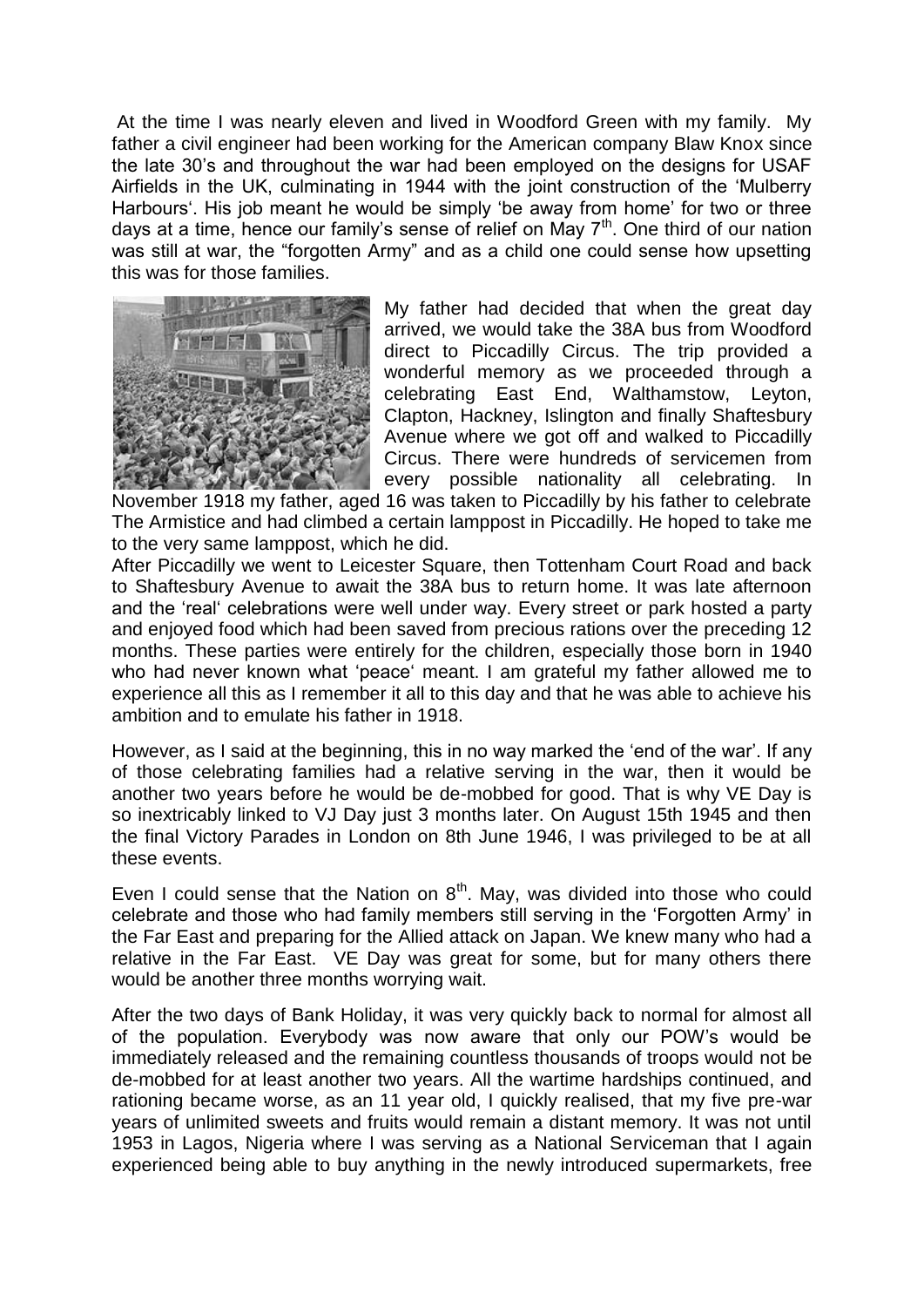At the time I was nearly eleven and lived in Woodford Green with my family. My father a civil engineer had been working for the American company Blaw Knox since the late 30's and throughout the war had been employed on the designs for USAF Airfields in the UK, culminating in 1944 with the joint construction of the 'Mulberry Harbours'. His job meant he would be simply 'be away from home' for two or three days at a time, hence our family's sense of relief on May 7th. One third of our nation was still at war, the "forgotten Army" and as a child one could sense how upsetting this was for those families.

My father had decided that when the great day arrived, we would take the 38A bus from Woodford direct to Piccadilly Circus. The trip provided a wonderful memory as we proceeded through a celebrating East End, Walthamstow, Leyton, Clapton, Hackney, Islington and finally Shaftesbury Avenue where we got off and walked to Piccadilly Circus. There were hundreds of servicemen from every possible nationality all celebrating. In November 1918 my father, aged 16 was taken to Piccadilly by his father to celebrate The Armistice and had climbed a certain lamppost in Piccadilly. He hoped to take me to the very same lamppost, which he did.

After Piccadilly we went to Leicester Square, then Tottenham Court Road and back to Shaftesbury Avenue to await the 38A bus to return home. It was late afternoon and the 'real' celebrations were well under way. Every street or park hosted a party and enjoyed food which had been saved from precious rations over the preceding 12 months. These parties were entirely for the children, especially those born in 1940 who had never known what 'peace' meant. I am grateful my father allowed me to experience all this as I remember it all to this day and that he was able to achieve his ambition and to emulate his father in 1918.

However, as I said at the beginning, this in no way marked the 'end of the war'. If any of those celebrating families had a relative serving in the war, then it would be another two years before he would be de-mobbed for good. That is why VE Day is so inextricably linked to VJ Day just 3 months later. On August 15th 1945 and then the final Victory Parades in London on 8th June 1946, I was privileged to be at all these events.

Even I could sense that the Nation on 8th. May, was divided into those who could celebrate and those who had family members still serving in the 'Forgotten Army' in the Far East and preparing for the Allied attack on Japan. We knew many who had a relative in the Far East. VE Day was great for some, but for many others there would be another three months worrying wait.

After the two days of Bank Holiday, it was very quickly back to normal for almost all of the population. Everybody was now aware that only our POW's would be immediately released and the remaining countless thousands of troops would not be de-mobbed for at least another two years. All the wartime hardships continued, and rationing became worse, as an 11 year old, I quickly realised, that my five pre-war years of unlimited sweets and fruits would remain a distant memory. It was not until 1953 in Lagos, Nigeria where I was serving as a National Serviceman that I again experienced being able to buy anything in the newly introduced supermarkets, free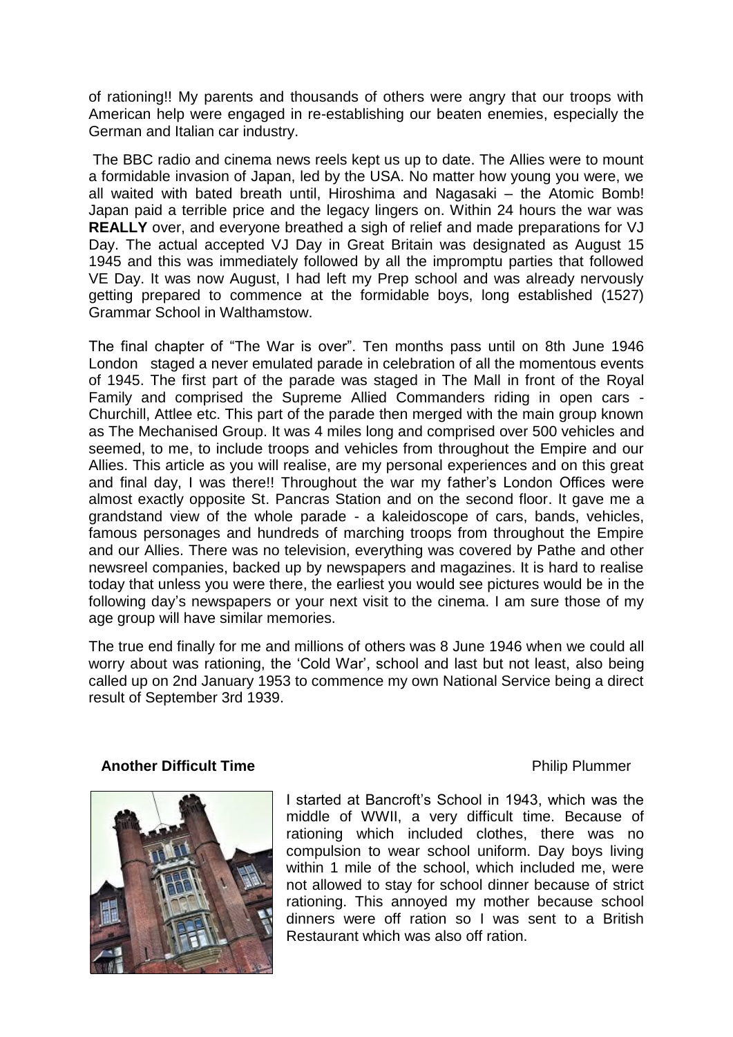of rationing!! My parents and thousands of others were angry that our troops with American help were engaged in re-establishing our beaten enemies, especially the German and Italian car industry.

The BBC radio and cinema news reels kept us up to date. The Allies were to mount a formidable invasion of Japan, led by the USA. No matter how young you were, we all waited with bated breath until, Hiroshima and Nagasaki – the Atomic Bomb! Japan paid a terrible price and the legacy lingers on. Within 24 hours the war was **REALLY** over, and everyone breathed a sigh of relief and made preparations for VJ Day. The actual accepted VJ Day in Great Britain was designated as August 15 1945 and this was immediately followed by all the impromptu parties that followed VE Day. It was now August, I had left my Prep school and was already nervously getting prepared to commence at the formidable boys, long established (1527) Grammar School in Walthamstow.

The final chapter of "The War is over". Ten months pass until on 8th June 1946 London staged a never emulated parade in celebration of all the momentous events of 1945. The first part of the parade was staged in The Mall in front of the Royal Family and comprised the Supreme Allied Commanders riding in open cars - Churchill, Attlee etc. This part of the parade then merged with the main group known as The Mechanised Group. It was 4 miles long and comprised over 500 vehicles and seemed, to me, to include troops and vehicles from throughout the Empire and our Allies. This article as you will realise, are my personal experiences and on this great and final day, I was there!! Throughout the war my father's London Offices were almost exactly opposite St. Pancras Station and on the second floor. It gave me a grandstand view of the whole parade - a kaleidoscope of cars, bands, vehicles, famous personages and hundreds of marching troops from throughout the Empire and our Allies. There was no television, everything was covered by Pathe and other newsreel companies, backed up by newspapers and magazines. It is hard to realise today that unless you were there, the earliest you would see pictures would be in the following day's newspapers or your next visit to the cinema. I am sure those of my age group will have similar memories.

The true end finally for me and millions of others was 8 June 1946 when we could all worry about was rationing, the 'Cold War', school and last but not least, also being called up on 2nd January 1953 to commence my own National Service being a direct result of September 3rd 1939.

## Another Difficult Time

Philip Plummer

I started at Bancroft's School in 1943, which was the middle of WWII, a very difficult time. Because of rationing which included clothes, there was no compulsion to wear school uniform. Day boys living within 1 mile of the school, which included me, were not allowed to stay for school dinner because of strict rationing. This annoyed my mother because school dinners were off ration so I was sent to a British Restaurant which was also off ration.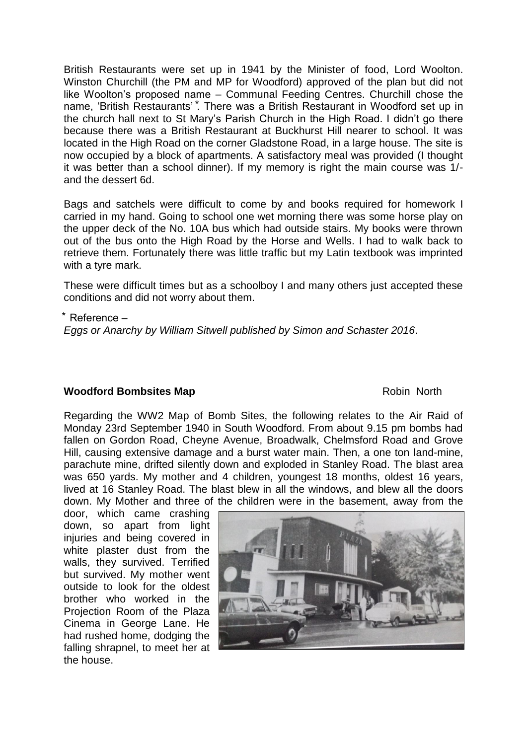British Restaurants were set up in 1941 by the Minister of food, Lord Woolton. Winston Churchill (the PM and MP for Woodford) approved of the plan but did not like Woolton's proposed name – Communal Feeding Centres. Churchill chose the name, 'British Restaurants'*. There was a British Restaurant in Woodford set up in the church hall next to St Mary's Parish Church in the High Road. I didn't go there because there was a British Restaurant at Buckhurst Hill nearer to school. It was located in the High Road on the corner Gladstone Road, in a large house. The site is now occupied by a block of apartments. A satisfactory meal was provided (I thought it was better than a school dinner). If my memory is right the main course was 1/- and the dessert 6d.

Bags and satchels were difficult to come by and books required for homework I carried in my hand. Going to school one wet morning there was some horse play on the upper deck of the No. 10A bus which had outside stairs. My books were thrown out of the bus onto the High Road by the Horse and Wells. I had to walk back to retrieve them. Fortunately there was little traffic but my Latin textbook was imprinted with a tyre mark.

These were difficult times but as a schoolboy I and many others just accepted these conditions and did not worry about them.

* Reference –
*Eggs or Anarchy by William Sitwell published by Simon and Schaster 2016*.

**Woodford Bombsites Map** Robin North

Regarding the WW2 Map of Bomb Sites, the following relates to the Air Raid of Monday 23rd September 1940 in South Woodford. From about 9.15 pm bombs had fallen on Gordon Road, Cheyne Avenue, Broadwalk, Chelmsford Road and Grove Hill, causing extensive damage and a burst water main. Then, a one ton land-mine, parachute mine, drifted silently down and exploded in Stanley Road. The blast area was 650 yards. My mother and 4 children, youngest 18 months, oldest 16 years, lived at 16 Stanley Road. The blast blew in all the windows, and blew all the doors down. My Mother and three of the children were in the basement, away from the door, which came crashing down, so apart from light injuries and being covered in white plaster dust from the walls, they survived. Terrified but survived. My mother went outside to look for the oldest brother who worked in the Projection Room of the Plaza Cinema in George Lane. He had rushed home, dodging the falling shrapnel, to meet her at the house.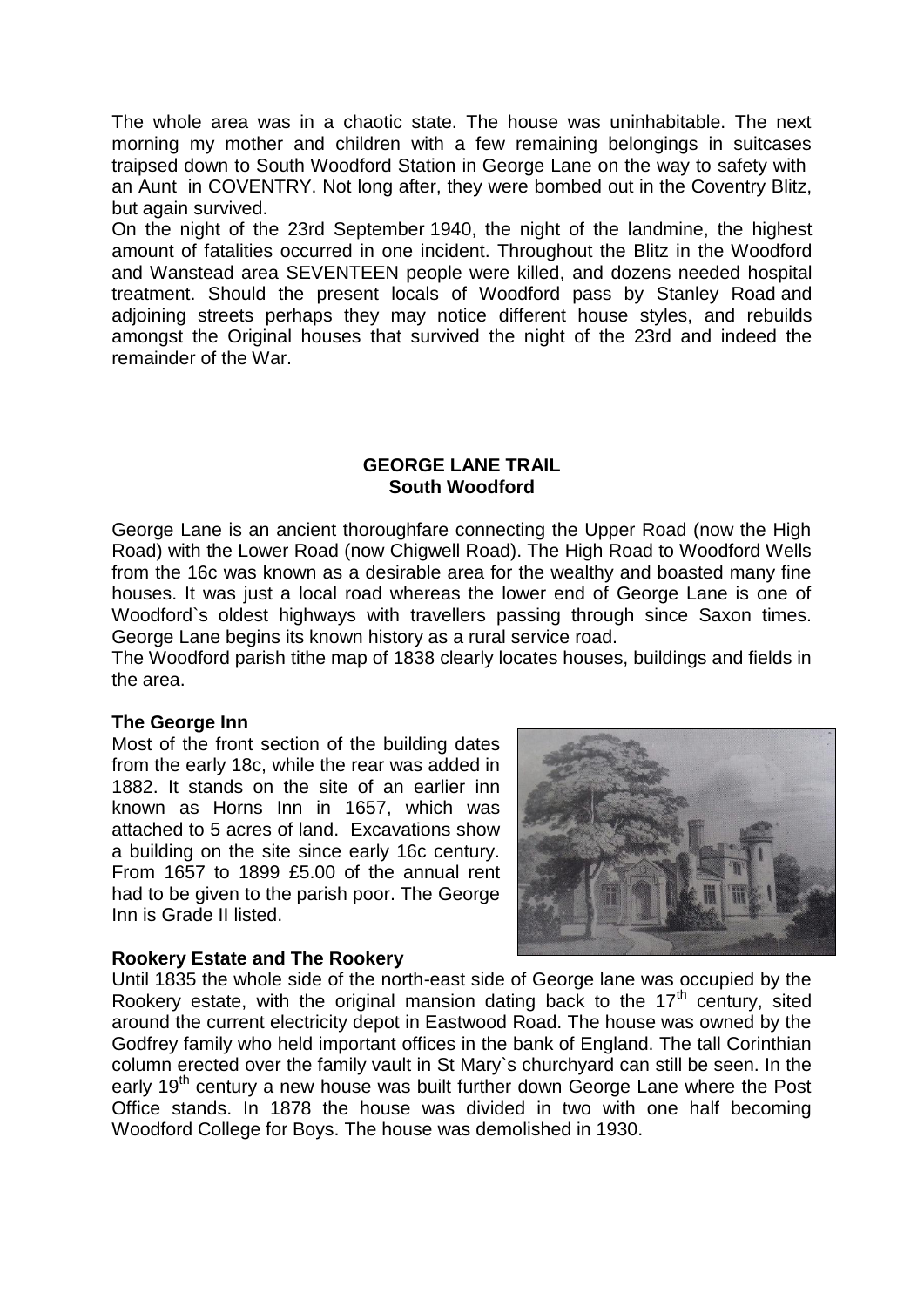The whole area was in a chaotic state. The house was uninhabitable. The next morning my mother and children with a few remaining belongings in suitcases traipsed down to South Woodford Station in George Lane on the way to safety with an Aunt in COVENTRY. Not long after, they were bombed out in the Coventry Blitz, but again survived.

On the night of the 23rd September 1940, the night of the landmine, the highest amount of fatalities occurred in one incident. Throughout the Blitz in the Woodford and Wanstead area SEVENTEEN people were killed, and dozens needed hospital treatment. Should the present locals of Woodford pass by Stanley Road and adjoining streets perhaps they may notice different house styles, and rebuilds amongst the Original houses that survived the night of the 23rd and indeed the remainder of the War.

## GEORGE LANE TRAIL
### South Woodford

George Lane is an ancient thoroughfare connecting the Upper Road (now the High Road) with the Lower Road (now Chigwell Road). The High Road to Woodford Wells from the 16c was known as a desirable area for the wealthy and boasted many fine houses. It was just a local road whereas the lower end of George Lane is one of Woodford`s oldest highways with travellers passing through since Saxon times. George Lane begins its known history as a rural service road.

The Woodford parish tithe map of 1838 clearly locates houses, buildings and fields in the area.

**The George Inn**

Most of the front section of the building dates from the early 18c, while the rear was added in 1882. It stands on the site of an earlier inn known as Horns Inn in 1657, which was attached to 5 acres of land. Excavations show a building on the site since early 16c century. From 1657 to 1899 £5.00 of the annual rent had to be given to the parish poor. The George Inn is Grade II listed.

**Rookery Estate and The Rookery**

Until 1835 the whole side of the north-east side of George lane was occupied by the Rookery estate, with the original mansion dating back to the 17th century, sited around the current electricity depot in Eastwood Road. The house was owned by the Godfrey family who held important offices in the bank of England. The tall Corinthian column erected over the family vault in St Mary`s churchyard can still be seen. In the early 19th century a new house was built further down George Lane where the Post Office stands. In 1878 the house was divided in two with one half becoming Woodford College for Boys. The house was demolished in 1930.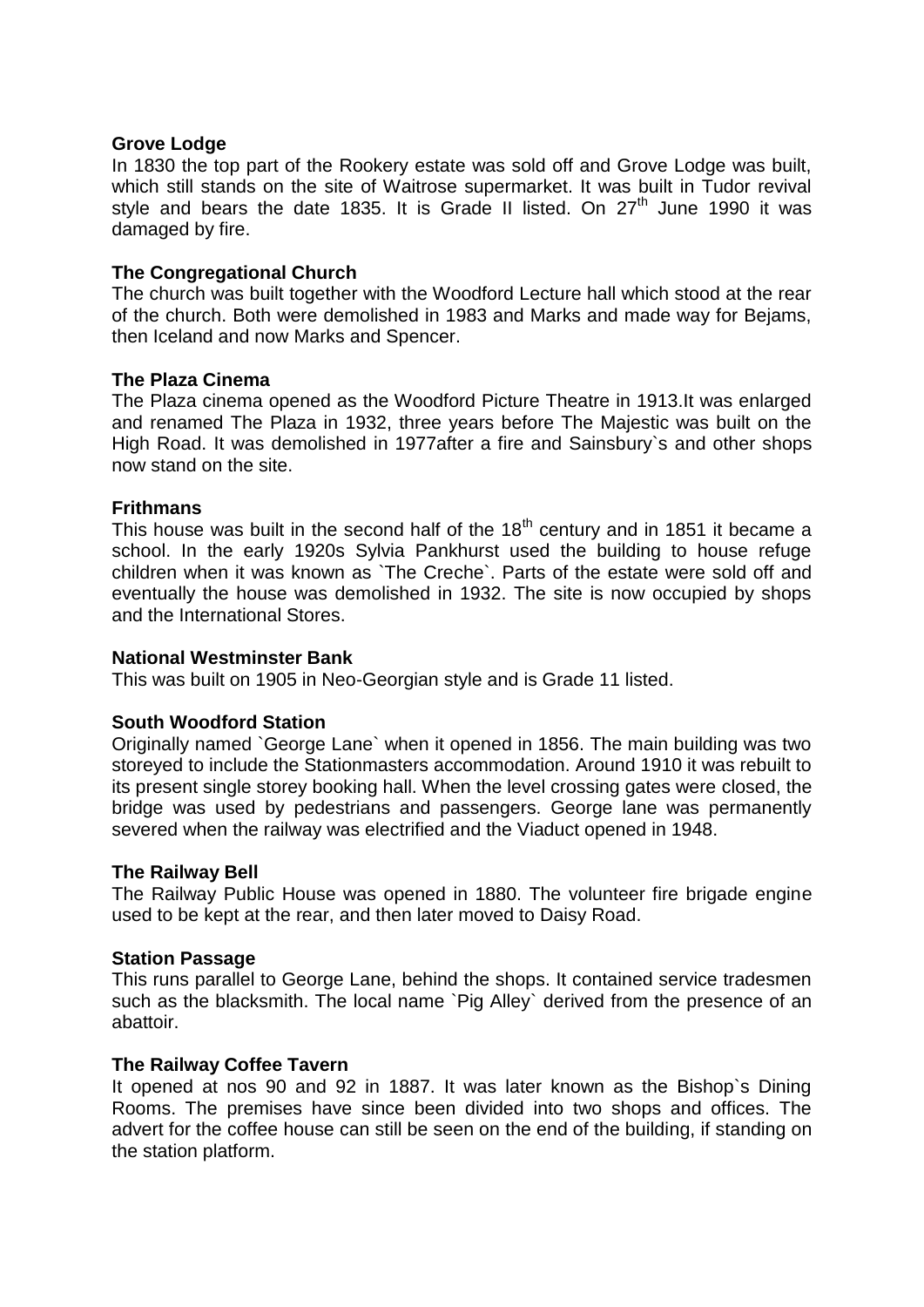**Grove Lodge**

In 1830 the top part of the Rookery estate was sold off and Grove Lodge was built, which still stands on the site of Waitrose supermarket. It was built in Tudor revival style and bears the date 1835. It is Grade II listed. On 27th June 1990 it was damaged by fire.

**The Congregational Church**

The church was built together with the Woodford Lecture hall which stood at the rear of the church. Both were demolished in 1983 and Marks and made way for Bejams, then Iceland and now Marks and Spencer.

**The Plaza Cinema**

The Plaza cinema opened as the Woodford Picture Theatre in 1913.It was enlarged and renamed The Plaza in 1932, three years before The Majestic was built on the High Road. It was demolished in 1977after a fire and Sainsbury`s and other shops now stand on the site.

**Frithmans**

This house was built in the second half of the 18th century and in 1851 it became a school. In the early 1920s Sylvia Pankhurst used the building to house refuge children when it was known as `The Creche`. Parts of the estate were sold off and eventually the house was demolished in 1932. The site is now occupied by shops and the International Stores.

**National Westminster Bank**

This was built on 1905 in Neo-Georgian style and is Grade 11 listed.

**South Woodford Station**

Originally named `George Lane` when it opened in 1856. The main building was two storeyed to include the Stationmasters accommodation. Around 1910 it was rebuilt to its present single storey booking hall. When the level crossing gates were closed, the bridge was used by pedestrians and passengers. George lane was permanently severed when the railway was electrified and the Viaduct opened in 1948.

**The Railway Bell**

The Railway Public House was opened in 1880. The volunteer fire brigade engine used to be kept at the rear, and then later moved to Daisy Road.

**Station Passage**

This runs parallel to George Lane, behind the shops. It contained service tradesmen such as the blacksmith. The local name `Pig Alley` derived from the presence of an abattoir.

**The Railway Coffee Tavern**

It opened at nos 90 and 92 in 1887. It was later known as the Bishop`s Dining Rooms. The premises have since been divided into two shops and offices. The advert for the coffee house can still be seen on the end of the building, if standing on the station platform.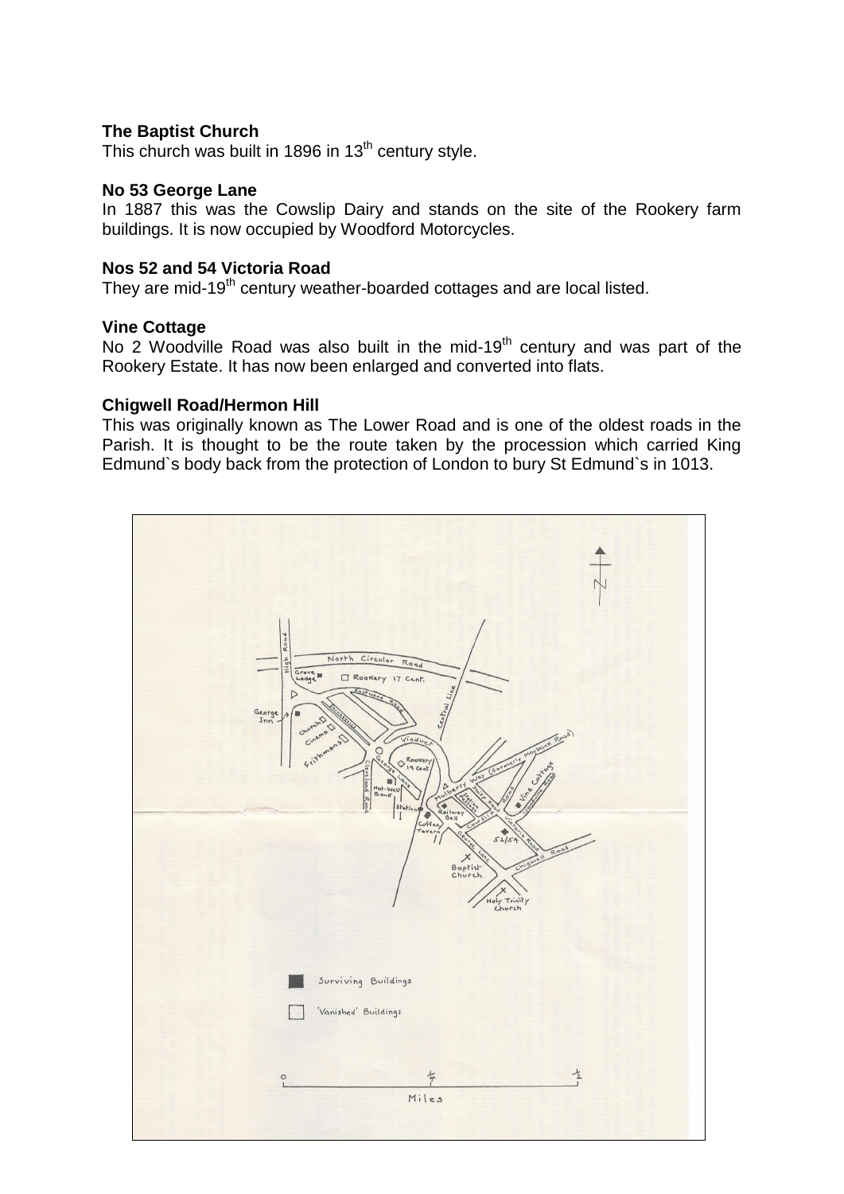**The Baptist Church**
This church was built in 1896 in 13th century style.

**No 53 George Lane**
In 1887 this was the Cowslip Dairy and stands on the site of the Rookery farm buildings. It is now occupied by Woodford Motorcycles.

**Nos 52 and 54 Victoria Road**
They are mid-19th century weather-boarded cottages and are local listed.

**Vine Cottage**
No 2 Woodville Road was also built in the mid-19th century and was part of the Rookery Estate. It has now been enlarged and converted into flats.

**Chigwell Road/Hermon Hill**
This was originally known as The Lower Road and is one of the oldest roads in the Parish. It is thought to be the route taken by the procession which carried King Edmund`s body back from the protection of London to bury St Edmund`s in 1013.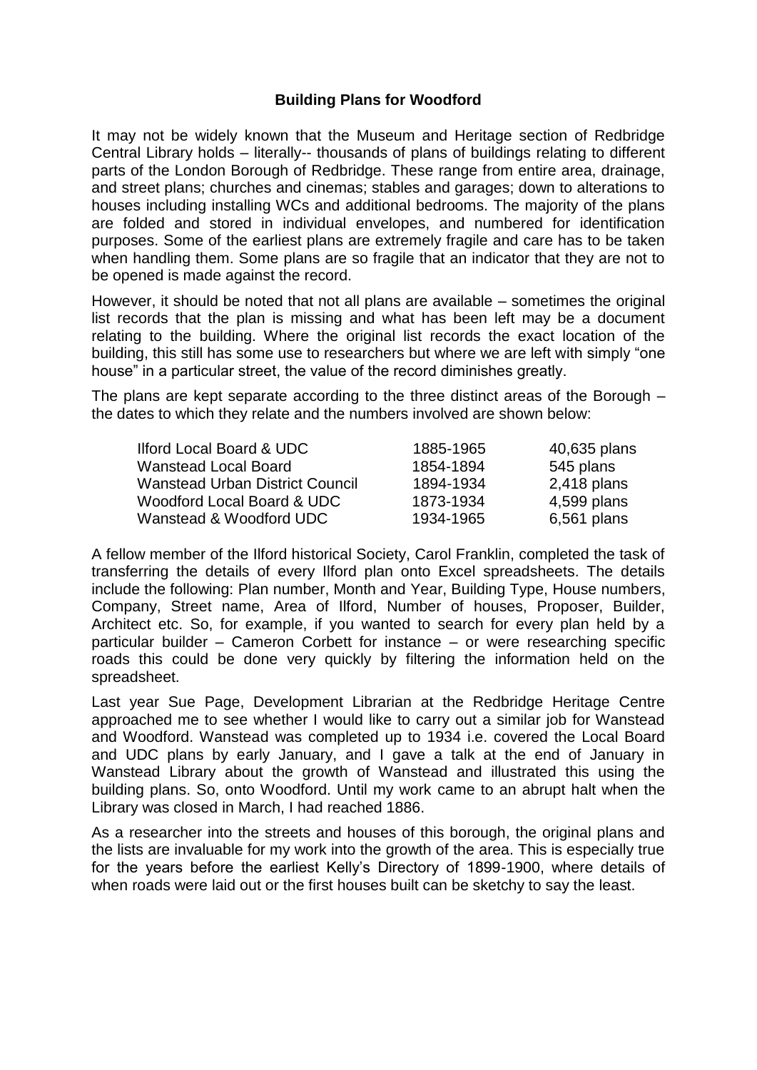**Building Plans for Woodford**

It may not be widely known that the Museum and Heritage section of Redbridge Central Library holds – literally-- thousands of plans of buildings relating to different parts of the London Borough of Redbridge. These range from entire area, drainage, and street plans; churches and cinemas; stables and garages; down to alterations to houses including installing WCs and additional bedrooms. The majority of the plans are folded and stored in individual envelopes, and numbered for identification purposes. Some of the earliest plans are extremely fragile and care has to be taken when handling them. Some plans are so fragile that an indicator that they are not to be opened is made against the record.

However, it should be noted that not all plans are available – sometimes the original list records that the plan is missing and what has been left may be a document relating to the building. Where the original list records the exact location of the building, this still has some use to researchers but where we are left with simply "one house" in a particular street, the value of the record diminishes greatly.

The plans are kept separate according to the three distinct areas of the Borough – the dates to which they relate and the numbers involved are shown below:

| | | |
|---|---|---|
| Ilford Local Board & UDC | 1885-1965 | 40,635 plans |
| Wanstead Local Board | 1854-1894 | 545 plans |
| Wanstead Urban District Council | 1894-1934 | 2,418 plans |
| Woodford Local Board & UDC | 1873-1934 | 4,599 plans |
| Wanstead & Woodford UDC | 1934-1965 | 6,561 plans |

A fellow member of the Ilford historical Society, Carol Franklin, completed the task of transferring the details of every Ilford plan onto Excel spreadsheets. The details include the following: Plan number, Month and Year, Building Type, House numbers, Company, Street name, Area of Ilford, Number of houses, Proposer, Builder, Architect etc. So, for example, if you wanted to search for every plan held by a particular builder – Cameron Corbett for instance – or were researching specific roads this could be done very quickly by filtering the information held on the spreadsheet.

Last year Sue Page, Development Librarian at the Redbridge Heritage Centre approached me to see whether I would like to carry out a similar job for Wanstead and Woodford. Wanstead was completed up to 1934 i.e. covered the Local Board and UDC plans by early January, and I gave a talk at the end of January in Wanstead Library about the growth of Wanstead and illustrated this using the building plans. So, onto Woodford. Until my work came to an abrupt halt when the Library was closed in March, I had reached 1886.

As a researcher into the streets and houses of this borough, the original plans and the lists are invaluable for my work into the growth of the area. This is especially true for the years before the earliest Kelly's Directory of 1899-1900, where details of when roads were laid out or the first houses built can be sketchy to say the least.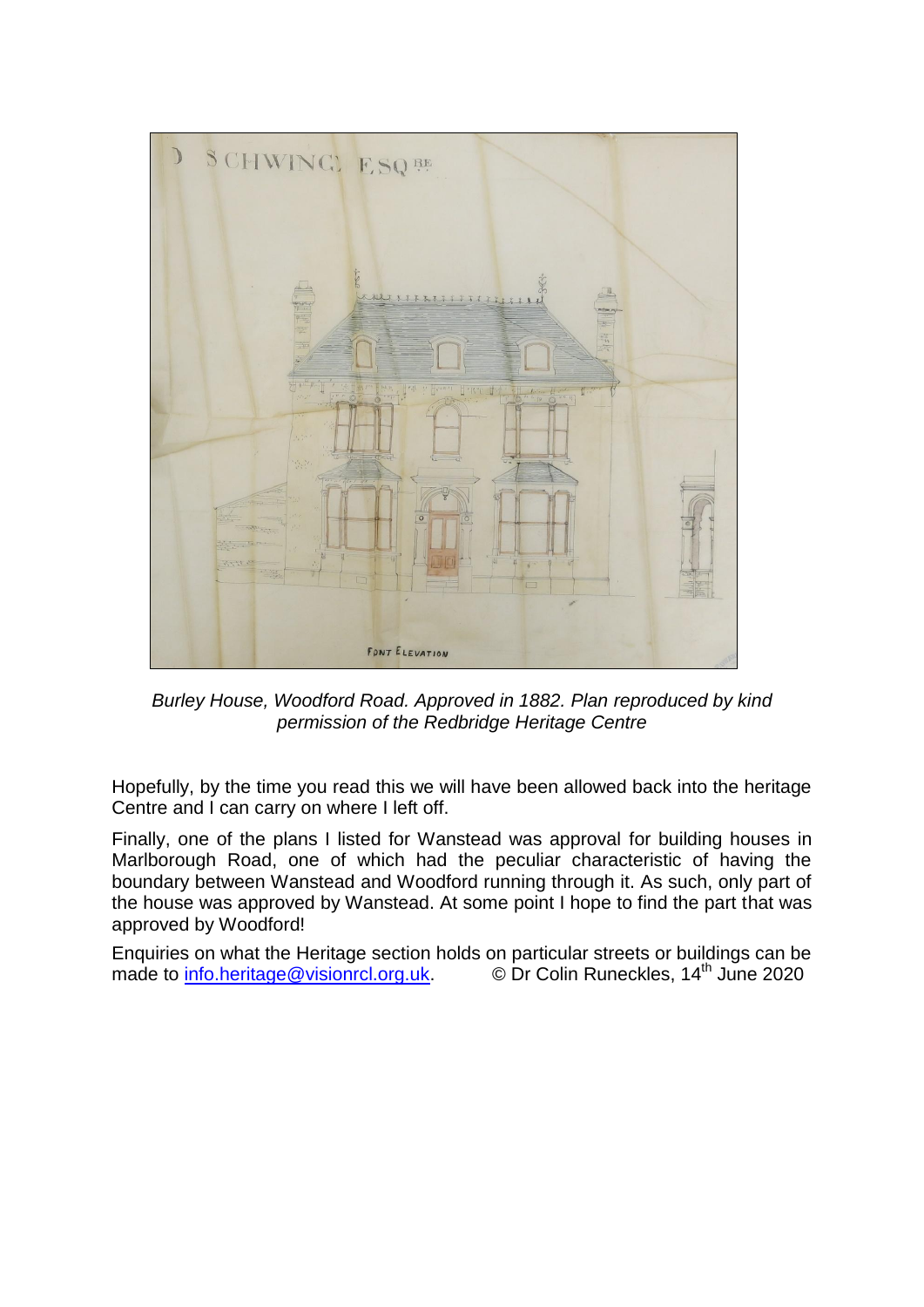*Burley House, Woodford Road. Approved in 1882. Plan reproduced by kind permission of the Redbridge Heritage Centre*

Hopefully, by the time you read this we will have been allowed back into the heritage Centre and I can carry on where I left off.

Finally, one of the plans I listed for Wanstead was approval for building houses in Marlborough Road, one of which had the peculiar characteristic of having the boundary between Wanstead and Woodford running through it. As such, only part of the house was approved by Wanstead. At some point I hope to find the part that was approved by Woodford!

Enquiries on what the Heritage section holds on particular streets or buildings can be made to [info.heritage@visionrcl.org.uk](mailto:info.heritage@visionrcl.org.uk). © Dr Colin Runeckles, 14th June 2020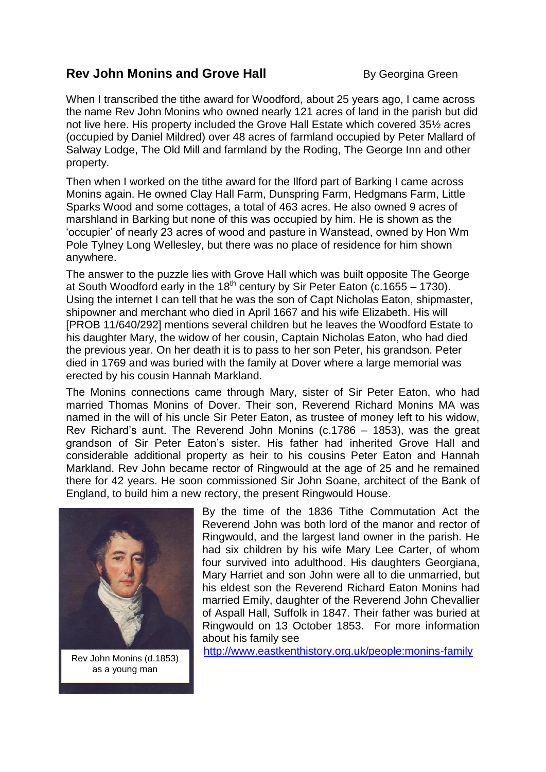## Rev John Monins and Grove Hall

By Georgina Green

When I transcribed the tithe award for Woodford, about 25 years ago, I came across the name Rev John Monins who owned nearly 121 acres of land in the parish but did not live here. His property included the Grove Hall Estate which covered 35½ acres (occupied by Daniel Mildred) over 48 acres of farmland occupied by Peter Mallard of Salway Lodge, The Old Mill and farmland by the Roding, The George Inn and other property.

Then when I worked on the tithe award for the Ilford part of Barking I came across Monins again. He owned Clay Hall Farm, Dunspring Farm, Hedgmans Farm, Little Sparks Wood and some cottages, a total of 463 acres. He also owned 9 acres of marshland in Barking but none of this was occupied by him. He is shown as the 'occupier' of nearly 23 acres of wood and pasture in Wanstead, owned by Hon Wm Pole Tylney Long Wellesley, but there was no place of residence for him shown anywhere.

The answer to the puzzle lies with Grove Hall which was built opposite The George at South Woodford early in the 18th century by Sir Peter Eaton (c.1655 – 1730). Using the internet I can tell that he was the son of Capt Nicholas Eaton, shipmaster, shipowner and merchant who died in April 1667 and his wife Elizabeth. His will [PROB 11/640/292] mentions several children but he leaves the Woodford Estate to his daughter Mary, the widow of her cousin, Captain Nicholas Eaton, who had died the previous year. On her death it is to pass to her son Peter, his grandson. Peter died in 1769 and was buried with the family at Dover where a large memorial was erected by his cousin Hannah Markland.

The Monins connections came through Mary, sister of Sir Peter Eaton, who had married Thomas Monins of Dover. Their son, Reverend Richard Monins MA was named in the will of his uncle Sir Peter Eaton, as trustee of money left to his widow, Rev Richard's aunt. The Reverend John Monins (c.1786 – 1853), was the great grandson of Sir Peter Eaton's sister. His father had inherited Grove Hall and considerable additional property as heir to his cousins Peter Eaton and Hannah Markland. Rev John became rector of Ringwould at the age of 25 and he remained there for 42 years. He soon commissioned Sir John Soane, architect of the Bank of England, to build him a new rectory, the present Ringwould House.

Rev John Monins (d.1853) as a young man

By the time of the 1836 Tithe Commutation Act the Reverend John was both lord of the manor and rector of Ringwould, and the largest land owner in the parish. He had six children by his wife Mary Lee Carter, of whom four survived into adulthood. His daughters Georgiana, Mary Harriet and son John were all to die unmarried, but his eldest son the Reverend Richard Eaton Monins had married Emily, daughter of the Reverend John Chevallier of Aspall Hall, Suffolk in 1847. Their father was buried at Ringwould on 13 October 1853. For more information about his family see http://www.eastkenthistory.org.uk/people:monins-family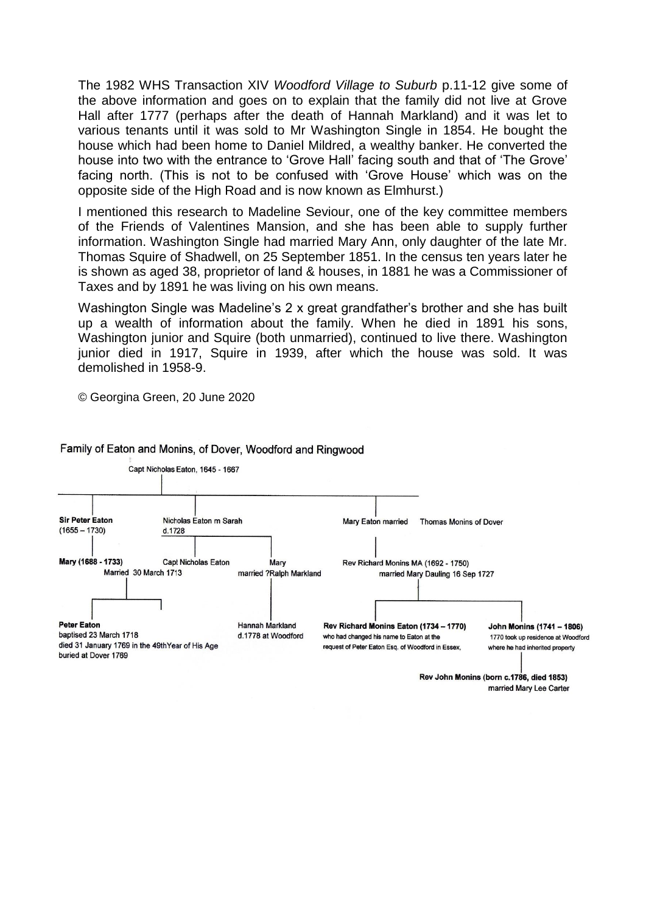The 1982 WHS Transaction XIV *Woodford Village to Suburb* p.11-12 give some of the above information and goes on to explain that the family did not live at Grove Hall after 1777 (perhaps after the death of Hannah Markland) and it was let to various tenants until it was sold to Mr Washington Single in 1854. He bought the house which had been home to Daniel Mildred, a wealthy banker. He converted the house into two with the entrance to 'Grove Hall' facing south and that of 'The Grove' facing north. (This is not to be confused with 'Grove House' which was on the opposite side of the High Road and is now known as Elmhurst.)

I mentioned this research to Madeline Seviour, one of the key committee members of the Friends of Valentines Mansion, and she has been able to supply further information. Washington Single had married Mary Ann, only daughter of the late Mr. Thomas Squire of Shadwell, on 25 September 1851. In the census ten years later he is shown as aged 38, proprietor of land & houses, in 1881 he was a Commissioner of Taxes and by 1891 he was living on his own means.

Washington Single was Madeline's 2 x great grandfather's brother and she has built up a wealth of information about the family. When he died in 1891 his sons, Washington junior and Squire (both unmarried), continued to live there. Washington junior died in 1917, Squire in 1939, after which the house was sold. It was demolished in 1958-9.

© Georgina Green, 20 June 2020

Family of Eaton and Monins, of Dover, Woodford and Ringwood

Capt Nicholas Eaton, 1645 - 1667

**Sir Peter Eaton** (1655 – 1730)

Nicholas Eaton m Sarah d.1728

Mary Eaton married Thomas Monins of Dover

**Mary (1688 - 1733)** Married 30 March 1713

Capt Nicholas Eaton

Mary married ?Ralph Markland

Rev Richard Monins MA (1692 - 1750) married Mary Dauling 16 Sep 1727

**Peter Eaton** baptised 23 March 1718 died 31 January 1769 in the 49thYear of His Age buried at Dover 1769

Hannah Markland d.1778 at Woodford

**Rev Richard Monins Eaton (1734 – 1770)** who had changed his name to Eaton at the request of Peter Eaton Esq. of Woodford in Essex,

**John Monins (1741 – 1806)** 1770 took up residence at Woodford where he had inherited property

**Rev John Monins (born c.1786, died 1853)** married Mary Lee Carter